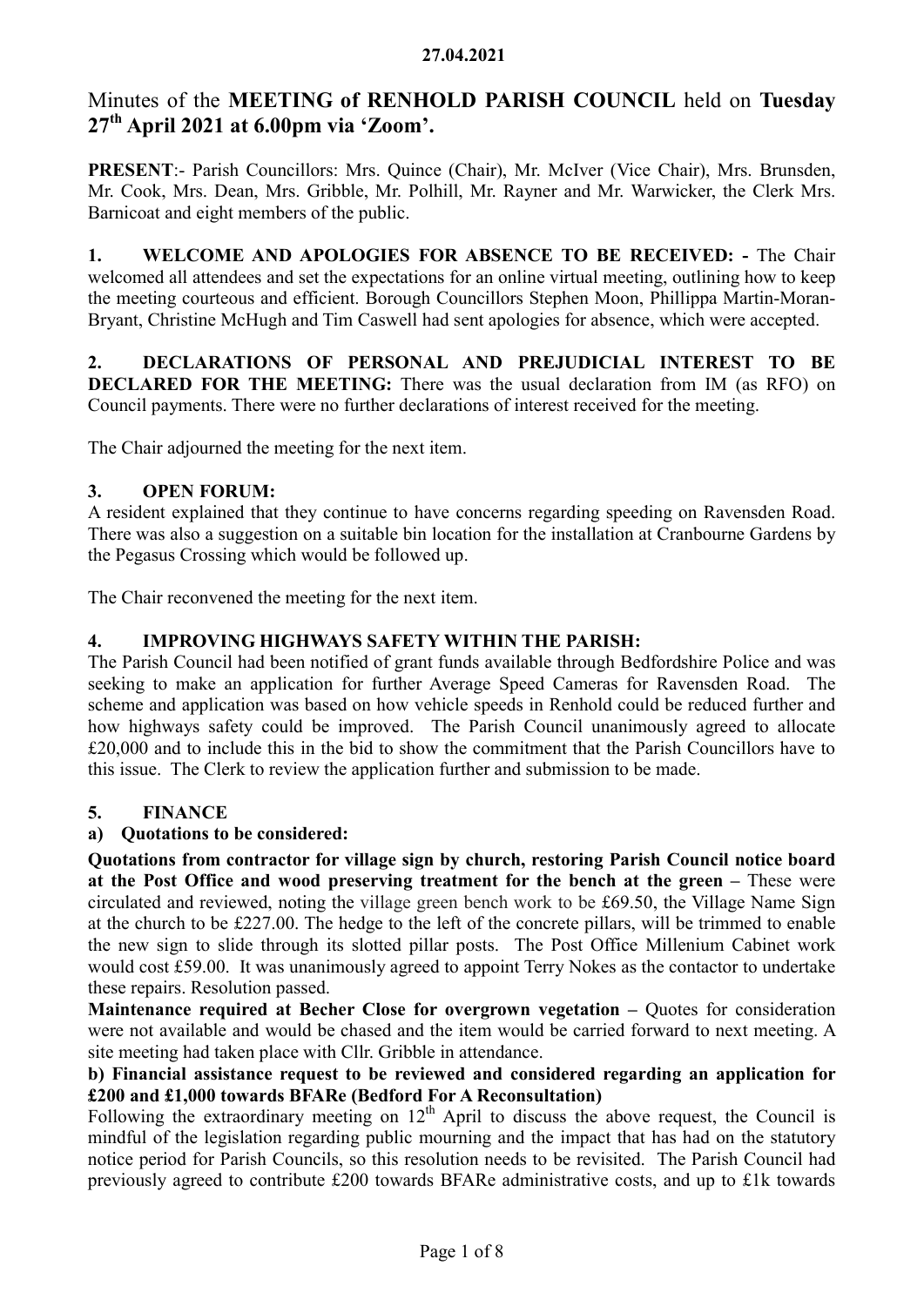27.04.2021

# Minutes of the **MEETING of RENHOLD PARISH COUNCIL** held on **Tuesday 27th April 2021 at 6.00pm via 'Zoom'.**

**PRESENT**:- Parish Councillors: Mrs. Quince (Chair), Mr. McIver (Vice Chair), Mrs. Brunsden, Mr. Cook, Mrs. Dean, Mrs. Gribble, Mr. Polhill, Mr. Rayner and Mr. Warwicker, the Clerk Mrs. Barnicoat and eight members of the public.

**1. WELCOME AND APOLOGIES FOR ABSENCE TO BE RECEIVED: -** The Chair welcomed all attendees and set the expectations for an online virtual meeting, outlining how to keep the meeting courteous and efficient. Borough Councillors Stephen Moon, Phillippa Martin-Moran-Bryant, Christine McHugh and Tim Caswell had sent apologies for absence, which were accepted.

**2. DECLARATIONS OF PERSONAL AND PREJUDICIAL INTEREST TO BE DECLARED FOR THE MEETING:** There was the usual declaration from IM (as RFO) on Council payments. There were no further declarations of interest received for the meeting.

The Chair adjourned the meeting for the next item.

**3. OPEN FORUM:**
A resident explained that they continue to have concerns regarding speeding on Ravensden Road. There was also a suggestion on a suitable bin location for the installation at Cranbourne Gardens by the Pegasus Crossing which would be followed up.

The Chair reconvened the meeting for the next item.

**4. IMPROVING HIGHWAYS SAFETY WITHIN THE PARISH:**
The Parish Council had been notified of grant funds available through Bedfordshire Police and was seeking to make an application for further Average Speed Cameras for Ravensden Road. The scheme and application was based on how vehicle speeds in Renhold could be reduced further and how highways safety could be improved. The Parish Council unanimously agreed to allocate £20,000 and to include this in the bid to show the commitment that the Parish Councillors have to this issue. The Clerk to review the application further and submission to be made.

**5. FINANCE**

**a) Quotations to be considered:**

**Quotations from contractor for village sign by church, restoring Parish Council notice board at the Post Office and wood preserving treatment for the bench at the green –** These were circulated and reviewed, noting the village green bench work to be £69.50, the Village Name Sign at the church to be £227.00. The hedge to the left of the concrete pillars, will be trimmed to enable the new sign to slide through its slotted pillar posts. The Post Office Millenium Cabinet work would cost £59.00. It was unanimously agreed to appoint Terry Nokes as the contactor to undertake these repairs. Resolution passed.

**Maintenance required at Becher Close for overgrown vegetation –** Quotes for consideration were not available and would be chased and the item would be carried forward to next meeting. A site meeting had taken place with Cllr. Gribble in attendance.

**b) Financial assistance request to be reviewed and considered regarding an application for £200 and £1,000 towards BFARe (Bedford For A Reconsultation)**

Following the extraordinary meeting on 12th April to discuss the above request, the Council is mindful of the legislation regarding public mourning and the impact that has had on the statutory notice period for Parish Councils, so this resolution needs to be revisited. The Parish Council had previously agreed to contribute £200 towards BFARe administrative costs, and up to £1k towards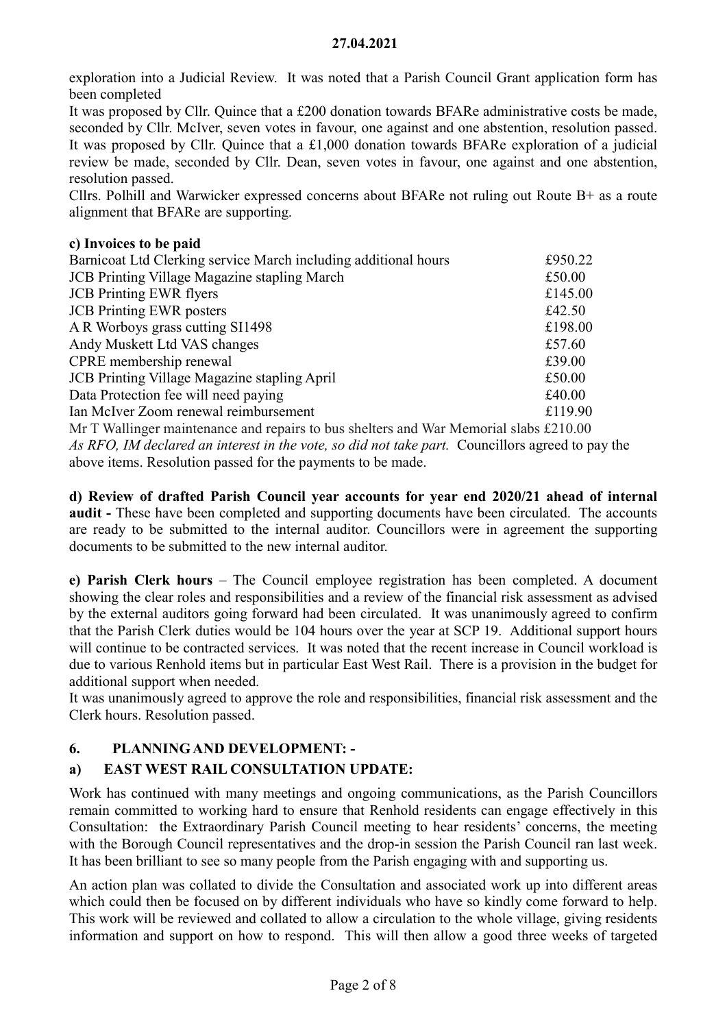exploration into a Judicial Review. It was noted that a Parish Council Grant application form has been completed

It was proposed by Cllr. Quince that a £200 donation towards BFARe administrative costs be made, seconded by Cllr. McIver, seven votes in favour, one against and one abstention, resolution passed. It was proposed by Cllr. Quince that a £1,000 donation towards BFARe exploration of a judicial review be made, seconded by Cllr. Dean, seven votes in favour, one against and one abstention, resolution passed.

Cllrs. Polhill and Warwicker expressed concerns about BFARe not ruling out Route B+ as a route alignment that BFARe are supporting.

**c) Invoices to be paid**

| | |
|---|---|
| Barnicoat Ltd Clerking service March including additional hours | £950.22 |
| JCB Printing Village Magazine stapling March | £50.00 |
| JCB Printing EWR flyers | £145.00 |
| JCB Printing EWR posters | £42.50 |
| A R Worboys grass cutting SI1498 | £198.00 |
| Andy Muskett Ltd VAS changes | £57.60 |
| CPRE membership renewal | £39.00 |
| JCB Printing Village Magazine stapling April | £50.00 |
| Data Protection fee will need paying | £40.00 |
| Ian McIver Zoom renewal reimbursement | £119.90 |
| Mr T Wallinger maintenance and repairs to bus shelters and War Memorial slabs | £210.00 |

*As RFO, IM declared an interest in the vote, so did not take part.* Councillors agreed to pay the above items. Resolution passed for the payments to be made.

**d) Review of drafted Parish Council year accounts for year end 2020/21 ahead of internal audit -** These have been completed and supporting documents have been circulated. The accounts are ready to be submitted to the internal auditor. Councillors were in agreement the supporting documents to be submitted to the new internal auditor.

**e) Parish Clerk hours** – The Council employee registration has been completed. A document showing the clear roles and responsibilities and a review of the financial risk assessment as advised by the external auditors going forward had been circulated. It was unanimously agreed to confirm that the Parish Clerk duties would be 104 hours over the year at SCP 19. Additional support hours will continue to be contracted services. It was noted that the recent increase in Council workload is due to various Renhold items but in particular East West Rail. There is a provision in the budget for additional support when needed.

It was unanimously agreed to approve the role and responsibilities, financial risk assessment and the Clerk hours. Resolution passed.

## 6. PLANNING AND DEVELOPMENT: -

### a) EAST WEST RAIL CONSULTATION UPDATE:

Work has continued with many meetings and ongoing communications, as the Parish Councillors remain committed to working hard to ensure that Renhold residents can engage effectively in this Consultation: the Extraordinary Parish Council meeting to hear residents' concerns, the meeting with the Borough Council representatives and the drop-in session the Parish Council ran last week. It has been brilliant to see so many people from the Parish engaging with and supporting us.

An action plan was collated to divide the Consultation and associated work up into different areas which could then be focused on by different individuals who have so kindly come forward to help. This work will be reviewed and collated to allow a circulation to the whole village, giving residents information and support on how to respond. This will then allow a good three weeks of targeted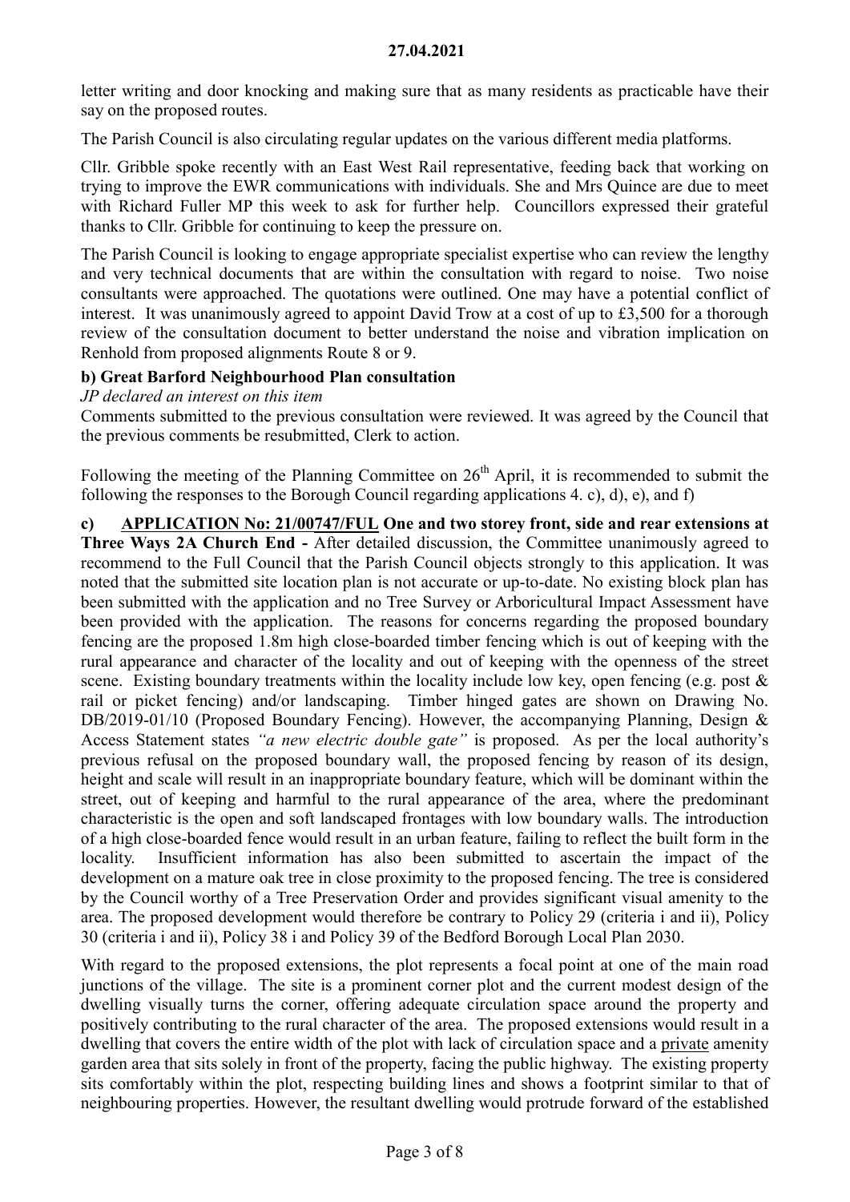letter writing and door knocking and making sure that as many residents as practicable have their say on the proposed routes.

The Parish Council is also circulating regular updates on the various different media platforms.

Cllr. Gribble spoke recently with an East West Rail representative, feeding back that working on trying to improve the EWR communications with individuals. She and Mrs Quince are due to meet with Richard Fuller MP this week to ask for further help. Councillors expressed their grateful thanks to Cllr. Gribble for continuing to keep the pressure on.

The Parish Council is looking to engage appropriate specialist expertise who can review the lengthy and very technical documents that are within the consultation with regard to noise. Two noise consultants were approached. The quotations were outlined. One may have a potential conflict of interest. It was unanimously agreed to appoint David Trow at a cost of up to £3,500 for a thorough review of the consultation document to better understand the noise and vibration implication on Renhold from proposed alignments Route 8 or 9.

**b) Great Barford Neighbourhood Plan consultation**

*JP declared an interest on this item*

Comments submitted to the previous consultation were reviewed. It was agreed by the Council that the previous comments be resubmitted, Clerk to action.

Following the meeting of the Planning Committee on 26th April, it is recommended to submit the following the responses to the Borough Council regarding applications 4. c), d), e), and f)

**c) APPLICATION No: 21/00747/FUL One and two storey front, side and rear extensions at Three Ways 2A Church End -** After detailed discussion, the Committee unanimously agreed to recommend to the Full Council that the Parish Council objects strongly to this application. It was noted that the submitted site location plan is not accurate or up-to-date. No existing block plan has been submitted with the application and no Tree Survey or Arboricultural Impact Assessment have been provided with the application. The reasons for concerns regarding the proposed boundary fencing are the proposed 1.8m high close-boarded timber fencing which is out of keeping with the rural appearance and character of the locality and out of keeping with the openness of the street scene. Existing boundary treatments within the locality include low key, open fencing (e.g. post & rail or picket fencing) and/or landscaping. Timber hinged gates are shown on Drawing No. DB/2019-01/10 (Proposed Boundary Fencing). However, the accompanying Planning, Design & Access Statement states *"a new electric double gate"* is proposed. As per the local authority's previous refusal on the proposed boundary wall, the proposed fencing by reason of its design, height and scale will result in an inappropriate boundary feature, which will be dominant within the street, out of keeping and harmful to the rural appearance of the area, where the predominant characteristic is the open and soft landscaped frontages with low boundary walls. The introduction of a high close-boarded fence would result in an urban feature, failing to reflect the built form in the locality. Insufficient information has also been submitted to ascertain the impact of the development on a mature oak tree in close proximity to the proposed fencing. The tree is considered by the Council worthy of a Tree Preservation Order and provides significant visual amenity to the area. The proposed development would therefore be contrary to Policy 29 (criteria i and ii), Policy 30 (criteria i and ii), Policy 38 i and Policy 39 of the Bedford Borough Local Plan 2030.

With regard to the proposed extensions, the plot represents a focal point at one of the main road junctions of the village. The site is a prominent corner plot and the current modest design of the dwelling visually turns the corner, offering adequate circulation space around the property and positively contributing to the rural character of the area. The proposed extensions would result in a dwelling that covers the entire width of the plot with lack of circulation space and a private amenity garden area that sits solely in front of the property, facing the public highway. The existing property sits comfortably within the plot, respecting building lines and shows a footprint similar to that of neighbouring properties. However, the resultant dwelling would protrude forward of the established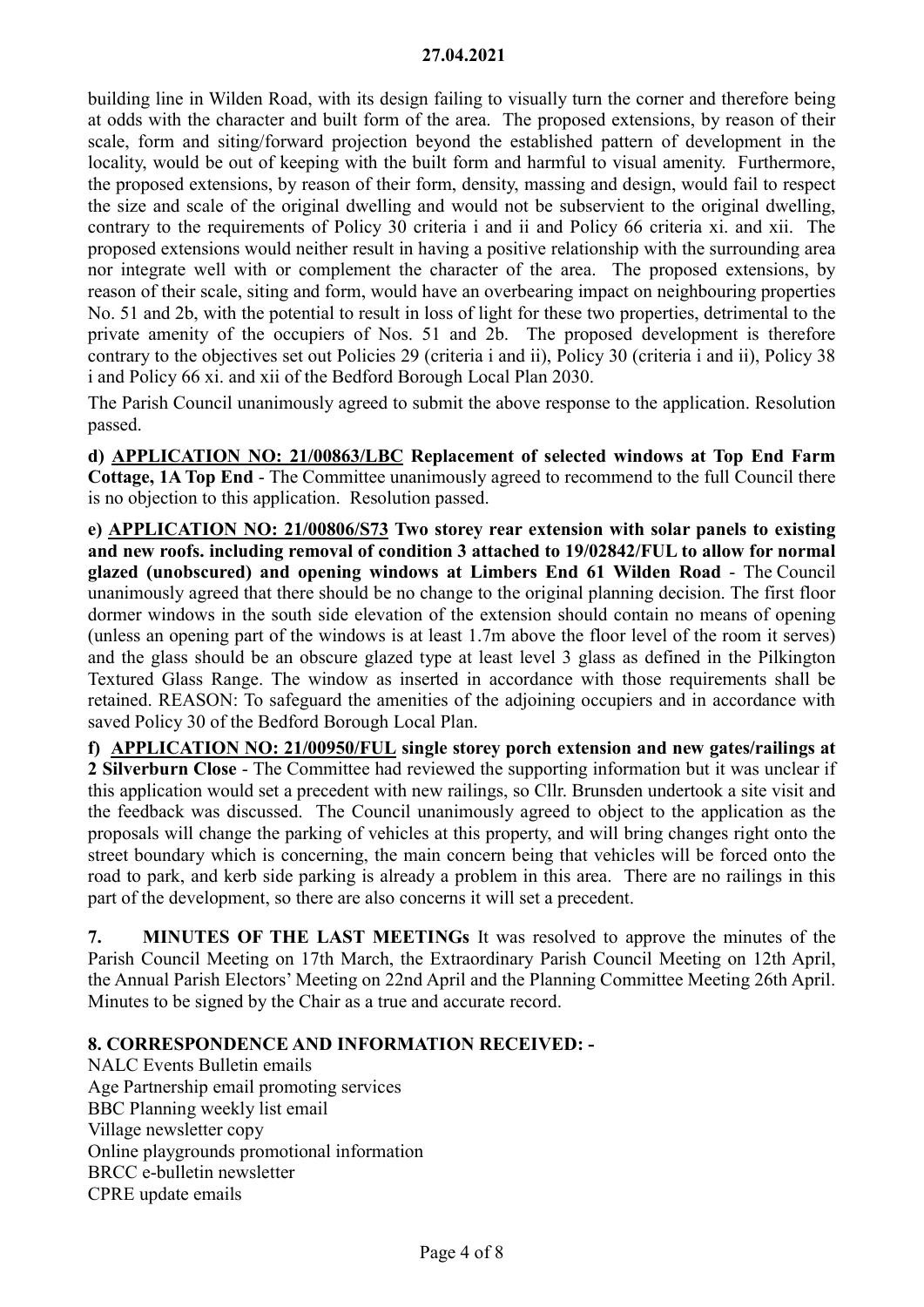building line in Wilden Road, with its design failing to visually turn the corner and therefore being at odds with the character and built form of the area. The proposed extensions, by reason of their scale, form and siting/forward projection beyond the established pattern of development in the locality, would be out of keeping with the built form and harmful to visual amenity. Furthermore, the proposed extensions, by reason of their form, density, massing and design, would fail to respect the size and scale of the original dwelling and would not be subservient to the original dwelling, contrary to the requirements of Policy 30 criteria i and ii and Policy 66 criteria xi. and xii. The proposed extensions would neither result in having a positive relationship with the surrounding area nor integrate well with or complement the character of the area. The proposed extensions, by reason of their scale, siting and form, would have an overbearing impact on neighbouring properties No. 51 and 2b, with the potential to result in loss of light for these two properties, detrimental to the private amenity of the occupiers of Nos. 51 and 2b. The proposed development is therefore contrary to the objectives set out Policies 29 (criteria i and ii), Policy 30 (criteria i and ii), Policy 38 i and Policy 66 xi. and xii of the Bedford Borough Local Plan 2030.

The Parish Council unanimously agreed to submit the above response to the application. Resolution passed.

**d) APPLICATION NO: 21/00863/LBC Replacement of selected windows at Top End Farm Cottage, 1A Top End** - The Committee unanimously agreed to recommend to the full Council there is no objection to this application. Resolution passed.

**e) APPLICATION NO: 21/00806/S73 Two storey rear extension with solar panels to existing and new roofs. including removal of condition 3 attached to 19/02842/FUL to allow for normal glazed (unobscured) and opening windows at Limbers End 61 Wilden Road** - The Council unanimously agreed that there should be no change to the original planning decision. The first floor dormer windows in the south side elevation of the extension should contain no means of opening (unless an opening part of the windows is at least 1.7m above the floor level of the room it serves) and the glass should be an obscure glazed type at least level 3 glass as defined in the Pilkington Textured Glass Range. The window as inserted in accordance with those requirements shall be retained. REASON: To safeguard the amenities of the adjoining occupiers and in accordance with saved Policy 30 of the Bedford Borough Local Plan.

**f) APPLICATION NO: 21/00950/FUL single storey porch extension and new gates/railings at 2 Silverburn Close** - The Committee had reviewed the supporting information but it was unclear if this application would set a precedent with new railings, so Cllr. Brunsden undertook a site visit and the feedback was discussed. The Council unanimously agreed to object to the application as the proposals will change the parking of vehicles at this property, and will bring changes right onto the street boundary which is concerning, the main concern being that vehicles will be forced onto the road to park, and kerb side parking is already a problem in this area. There are no railings in this part of the development, so there are also concerns it will set a precedent.

**7. MINUTES OF THE LAST MEETINGs** It was resolved to approve the minutes of the Parish Council Meeting on 17th March, the Extraordinary Parish Council Meeting on 12th April, the Annual Parish Electors' Meeting on 22nd April and the Planning Committee Meeting 26th April. Minutes to be signed by the Chair as a true and accurate record.

**8. CORRESPONDENCE AND INFORMATION RECEIVED: -**

NALC Events Bulletin emails
Age Partnership email promoting services
BBC Planning weekly list email
Village newsletter copy
Online playgrounds promotional information
BRCC e-bulletin newsletter
CPRE update emails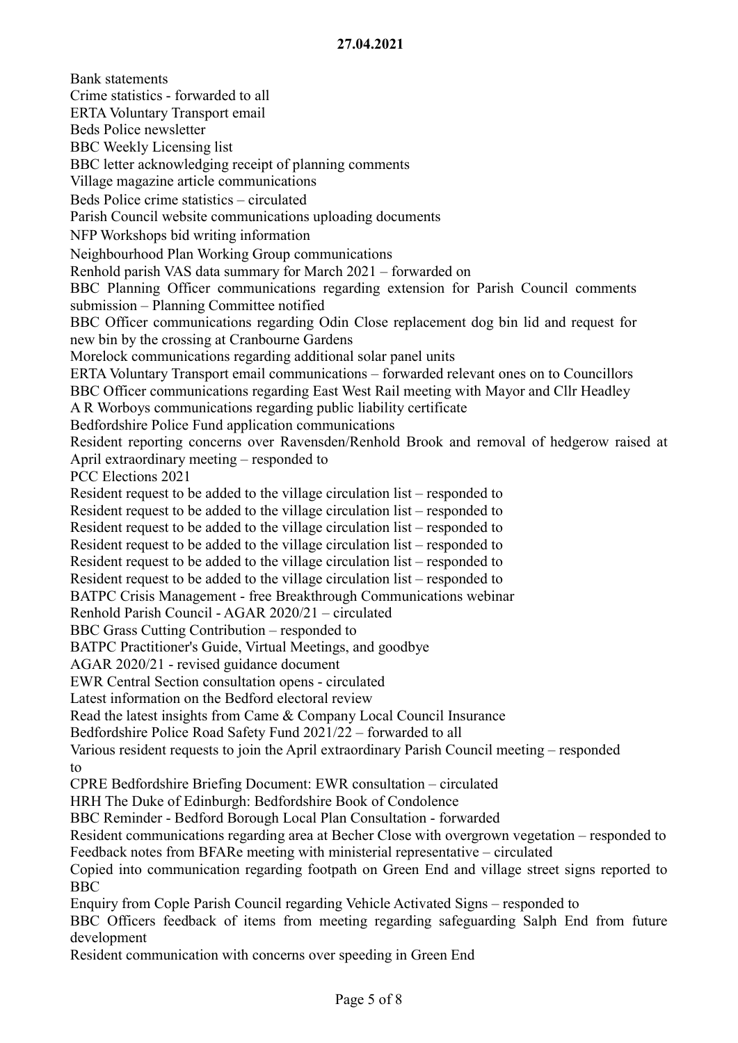**27.04.2021**

Bank statements
Crime statistics - forwarded to all
ERTA Voluntary Transport email
Beds Police newsletter
BBC Weekly Licensing list
BBC letter acknowledging receipt of planning comments
Village magazine article communications
Beds Police crime statistics – circulated
Parish Council website communications uploading documents
NFP Workshops bid writing information
Neighbourhood Plan Working Group communications
Renhold parish VAS data summary for March 2021 – forwarded on
BBC Planning Officer communications regarding extension for Parish Council comments submission – Planning Committee notified
BBC Officer communications regarding Odin Close replacement dog bin lid and request for new bin by the crossing at Cranbourne Gardens
Morelock communications regarding additional solar panel units
ERTA Voluntary Transport email communications – forwarded relevant ones on to Councillors
BBC Officer communications regarding East West Rail meeting with Mayor and Cllr Headley
A R Worboys communications regarding public liability certificate
Bedfordshire Police Fund application communications
Resident reporting concerns over Ravensden/Renhold Brook and removal of hedgerow raised at April extraordinary meeting – responded to
PCC Elections 2021
Resident request to be added to the village circulation list – responded to
Resident request to be added to the village circulation list – responded to
Resident request to be added to the village circulation list – responded to
Resident request to be added to the village circulation list – responded to
Resident request to be added to the village circulation list – responded to
Resident request to be added to the village circulation list – responded to
BATPC Crisis Management - free Breakthrough Communications webinar
Renhold Parish Council - AGAR 2020/21 – circulated
BBC Grass Cutting Contribution – responded to
BATPC Practitioner's Guide, Virtual Meetings, and goodbye
AGAR 2020/21 - revised guidance document
EWR Central Section consultation opens - circulated
Latest information on the Bedford electoral review
Read the latest insights from Came & Company Local Council Insurance
Bedfordshire Police Road Safety Fund 2021/22 – forwarded to all
Various resident requests to join the April extraordinary Parish Council meeting – responded to
CPRE Bedfordshire Briefing Document: EWR consultation – circulated
HRH The Duke of Edinburgh: Bedfordshire Book of Condolence
BBC Reminder - Bedford Borough Local Plan Consultation - forwarded
Resident communications regarding area at Becher Close with overgrown vegetation – responded to
Feedback notes from BFARe meeting with ministerial representative – circulated
Copied into communication regarding footpath on Green End and village street signs reported to BBC
Enquiry from Cople Parish Council regarding Vehicle Activated Signs – responded to
BBC Officers feedback of items from meeting regarding safeguarding Salph End from future development
Resident communication with concerns over speeding in Green End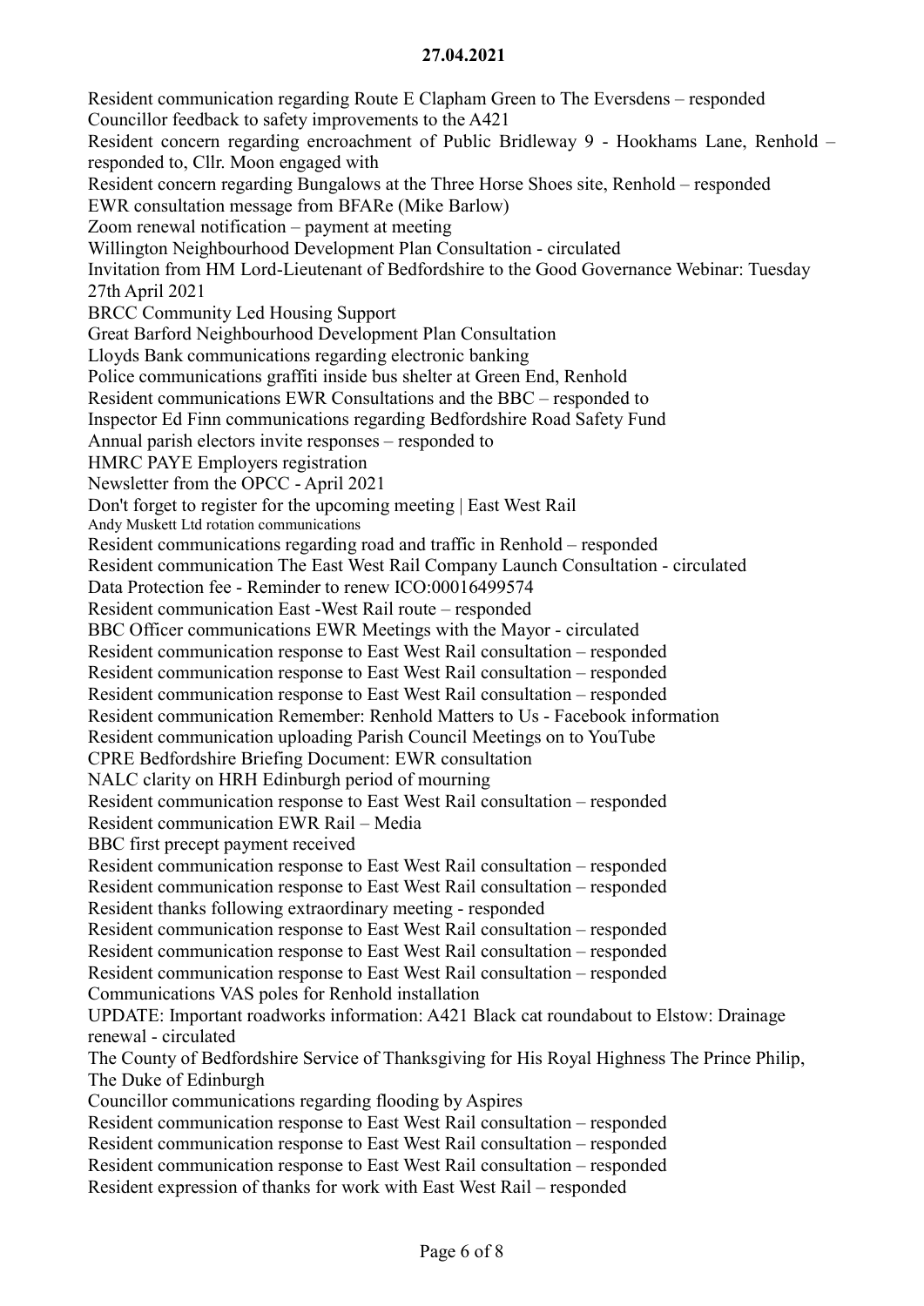**27.04.2021**

Resident communication regarding Route E Clapham Green to The Eversdens – responded
Councillor feedback to safety improvements to the A421
Resident concern regarding encroachment of Public Bridleway 9 - Hookhams Lane, Renhold – responded to, Cllr. Moon engaged with
Resident concern regarding Bungalows at the Three Horse Shoes site, Renhold – responded
EWR consultation message from BFARe (Mike Barlow)
Zoom renewal notification – payment at meeting
Willington Neighbourhood Development Plan Consultation - circulated
Invitation from HM Lord-Lieutenant of Bedfordshire to the Good Governance Webinar: Tuesday 27th April 2021
BRCC Community Led Housing Support
Great Barford Neighbourhood Development Plan Consultation
Lloyds Bank communications regarding electronic banking
Police communications graffiti inside bus shelter at Green End, Renhold
Resident communications EWR Consultations and the BBC – responded to
Inspector Ed Finn communications regarding Bedfordshire Road Safety Fund
Annual parish electors invite responses – responded to
HMRC PAYE Employers registration
Newsletter from the OPCC - April 2021
Don't forget to register for the upcoming meeting | East West Rail
Andy Muskett Ltd rotation communications
Resident communications regarding road and traffic in Renhold – responded
Resident communication The East West Rail Company Launch Consultation - circulated
Data Protection fee - Reminder to renew ICO:00016499574
Resident communication East -West Rail route – responded
BBC Officer communications EWR Meetings with the Mayor - circulated
Resident communication response to East West Rail consultation – responded
Resident communication response to East West Rail consultation – responded
Resident communication response to East West Rail consultation – responded
Resident communication Remember: Renhold Matters to Us - Facebook information
Resident communication uploading Parish Council Meetings on to YouTube
CPRE Bedfordshire Briefing Document: EWR consultation
NALC clarity on HRH Edinburgh period of mourning
Resident communication response to East West Rail consultation – responded
Resident communication EWR Rail – Media
BBC first precept payment received
Resident communication response to East West Rail consultation – responded
Resident communication response to East West Rail consultation – responded
Resident thanks following extraordinary meeting - responded
Resident communication response to East West Rail consultation – responded
Resident communication response to East West Rail consultation – responded
Resident communication response to East West Rail consultation – responded
Communications VAS poles for Renhold installation
UPDATE: Important roadworks information: A421 Black cat roundabout to Elstow: Drainage renewal - circulated
The County of Bedfordshire Service of Thanksgiving for His Royal Highness The Prince Philip, The Duke of Edinburgh
Councillor communications regarding flooding by Aspires
Resident communication response to East West Rail consultation – responded
Resident communication response to East West Rail consultation – responded
Resident communication response to East West Rail consultation – responded
Resident expression of thanks for work with East West Rail – responded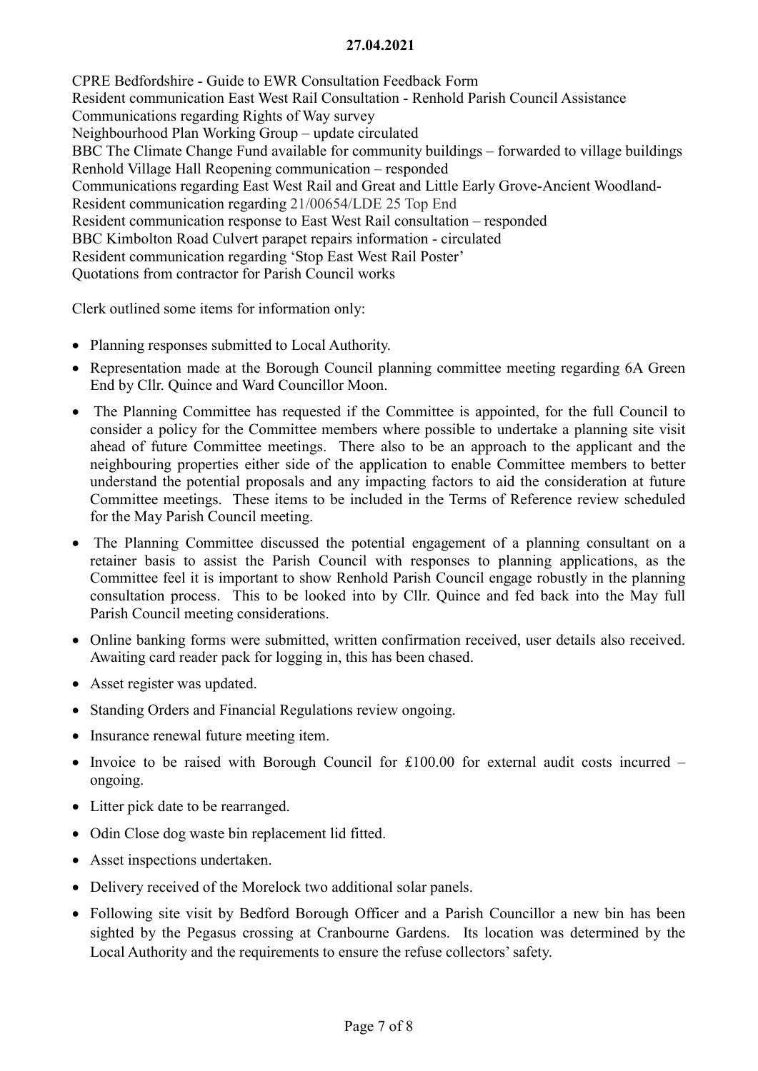CPRE Bedfordshire - Guide to EWR Consultation Feedback Form
Resident communication East West Rail Consultation - Renhold Parish Council Assistance
Communications regarding Rights of Way survey
Neighbourhood Plan Working Group – update circulated
BBC The Climate Change Fund available for community buildings – forwarded to village buildings
Renhold Village Hall Reopening communication – responded
Communications regarding East West Rail and Great and Little Early Grove-Ancient Woodland-
Resident communication regarding 21/00654/LDE 25 Top End
Resident communication response to East West Rail consultation – responded
BBC Kimbolton Road Culvert parapet repairs information - circulated
Resident communication regarding 'Stop East West Rail Poster'
Quotations from contractor for Parish Council works

Clerk outlined some items for information only:

- Planning responses submitted to Local Authority.
- Representation made at the Borough Council planning committee meeting regarding 6A Green End by Cllr. Quince and Ward Councillor Moon.
- The Planning Committee has requested if the Committee is appointed, for the full Council to consider a policy for the Committee members where possible to undertake a planning site visit ahead of future Committee meetings. There also to be an approach to the applicant and the neighbouring properties either side of the application to enable Committee members to better understand the potential proposals and any impacting factors to aid the consideration at future Committee meetings. These items to be included in the Terms of Reference review scheduled for the May Parish Council meeting.
- The Planning Committee discussed the potential engagement of a planning consultant on a retainer basis to assist the Parish Council with responses to planning applications, as the Committee feel it is important to show Renhold Parish Council engage robustly in the planning consultation process. This to be looked into by Cllr. Quince and fed back into the May full Parish Council meeting considerations.
- Online banking forms were submitted, written confirmation received, user details also received. Awaiting card reader pack for logging in, this has been chased.
- Asset register was updated.
- Standing Orders and Financial Regulations review ongoing.
- Insurance renewal future meeting item.
- Invoice to be raised with Borough Council for £100.00 for external audit costs incurred – ongoing.
- Litter pick date to be rearranged.
- Odin Close dog waste bin replacement lid fitted.
- Asset inspections undertaken.
- Delivery received of the Morelock two additional solar panels.
- Following site visit by Bedford Borough Officer and a Parish Councillor a new bin has been sighted by the Pegasus crossing at Cranbourne Gardens. Its location was determined by the Local Authority and the requirements to ensure the refuse collectors' safety.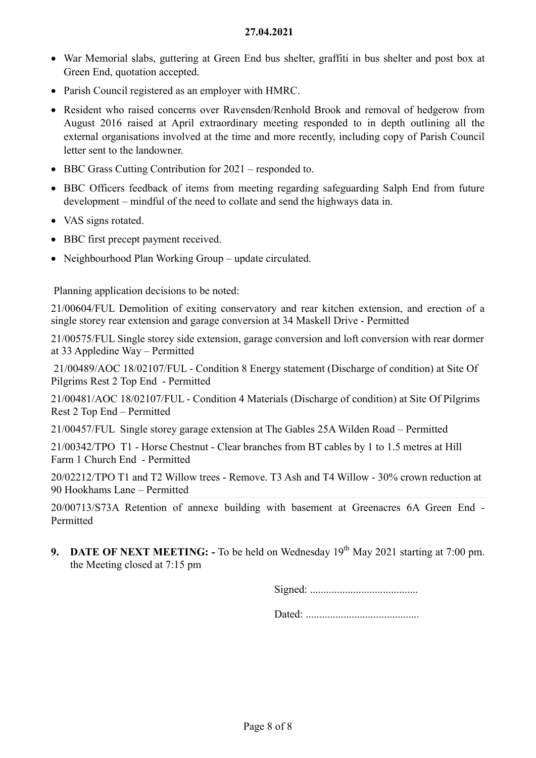- War Memorial slabs, guttering at Green End bus shelter, graffiti in bus shelter and post box at Green End, quotation accepted.
- Parish Council registered as an employer with HMRC.
- Resident who raised concerns over Ravensden/Renhold Brook and removal of hedgerow from August 2016 raised at April extraordinary meeting responded to in depth outlining all the external organisations involved at the time and more recently, including copy of Parish Council letter sent to the landowner.
- BBC Grass Cutting Contribution for 2021 – responded to.
- BBC Officers feedback of items from meeting regarding safeguarding Salph End from future development – mindful of the need to collate and send the highways data in.
- VAS signs rotated.
- BBC first precept payment received.
- Neighbourhood Plan Working Group – update circulated.

Planning application decisions to be noted:

21/00604/FUL Demolition of exiting conservatory and rear kitchen extension, and erection of a single storey rear extension and garage conversion at 34 Maskell Drive - Permitted

21/00575/FUL Single storey side extension, garage conversion and loft conversion with rear dormer at 33 Appledine Way – Permitted

21/00489/AOC 18/02107/FUL - Condition 8 Energy statement (Discharge of condition) at Site Of Pilgrims Rest 2 Top End - Permitted

21/00481/AOC 18/02107/FUL - Condition 4 Materials (Discharge of condition) at Site Of Pilgrims Rest 2 Top End – Permitted

21/00457/FUL Single storey garage extension at The Gables 25A Wilden Road – Permitted

21/00342/TPO T1 - Horse Chestnut - Clear branches from BT cables by 1 to 1.5 metres at Hill Farm 1 Church End - Permitted

20/02212/TPO T1 and T2 Willow trees - Remove. T3 Ash and T4 Willow - 30% crown reduction at 90 Hookhams Lane – Permitted

20/00713/S73A Retention of annexe building with basement at Greenacres 6A Green End - Permitted

**9. DATE OF NEXT MEETING: -** To be held on Wednesday 19th May 2021 starting at 7:00 pm. the Meeting closed at 7:15 pm

Signed: ........................................

Dated: ..........................................